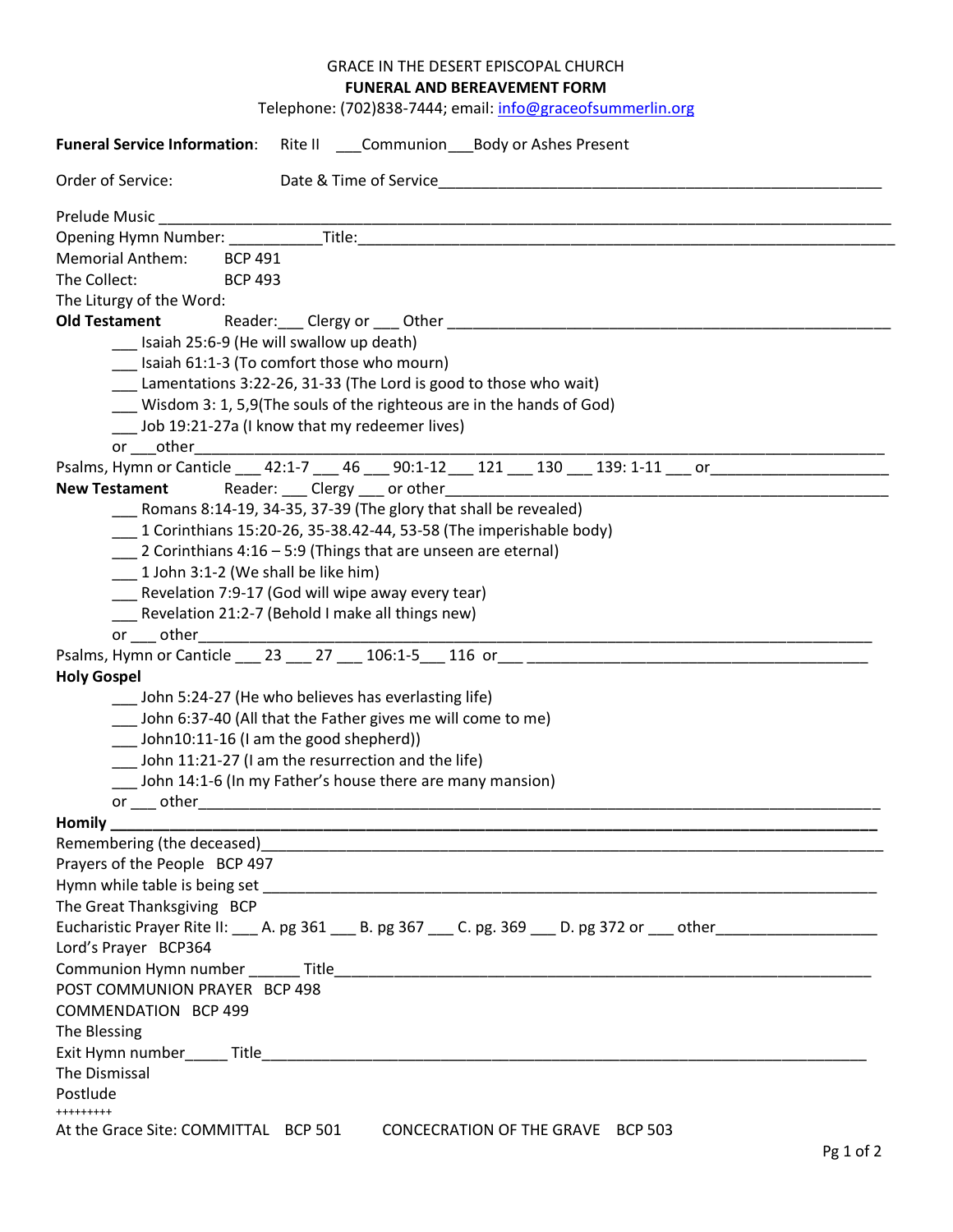GRACE IN THE DESERT EPISCOPAL CHURCH

**FUNERAL AND BEREAVEMENT FORM**

Telephone: (702)838-7444; email: info@graceofsummerlin.org

**Funeral Service Information**: Rite II ___Communion___Body or Ashes Present

Order of Service: Date & Time of Service_______________________________________________________

Prelude Music ____________________________________________________________________________

Opening Hymn Number: ___________Title:_________________________________________________________

Memorial Anthem: BCP 491

The Collect: BCP 493

The Liturgy of the Word:

**Old Testament** Reader:___ Clergy or ___ Other ______________________________________________

___ Isaiah 25:6-9 (He will swallow up death)

___ Isaiah 61:1-3 (To comfort those who mourn)

___ Lamentations 3:22-26, 31-33 (The Lord is good to those who wait)

___ Wisdom 3: 1, 5,9(The souls of the righteous are in the hands of God)

___ Job 19:21-27a (I know that my redeemer lives)

or ___other________________________________________________________________________

Psalms, Hymn or Canticle ___ 42:1-7 ___ 46 ___ 90:1-12___ 121 ___ 130 ___ 139: 1-11 ___ or_____________________

**New Testament** Reader: ___ Clergy ___ or other_______________________________________________

___ Romans 8:14-19, 34-35, 37-39 (The glory that shall be revealed)

___ 1 Corinthians 15:20-26, 35-38.42-44, 53-58 (The imperishable body)

___ 2 Corinthians 4:16 – 5:9 (Things that are unseen are eternal)

___ 1 John 3:1-2 (We shall be like him)

___ Revelation 7:9-17 (God will wipe away every tear)

___ Revelation 21:2-7 (Behold I make all things new)

or ___ other_______________________________________________________________________

Psalms, Hymn or Canticle ___ 23 ___ 27 ___ 106:1-5___ 116 or___ ___________________________________

**Holy Gospel**

___ John 5:24-27 (He who believes has everlasting life)

___ John 6:37-40 (All that the Father gives me will come to me)

___ John10:11-16 (I am the good shepherd))

___ John 11:21-27 (I am the resurrection and the life)

___ John 14:1-6 (In my Father's house there are many mansion)

or ___ other_______________________________________________________________________

**Homily** ______________________________________________________________________________

Remembering (the deceased)_______________________________________________________________

Prayers of the People BCP 497

Hymn while table is being set _______________________________________________________________

The Great Thanksgiving BCP

Eucharistic Prayer Rite II: ___ A. pg 361 ___ B. pg 367 ___ C. pg. 369 ___ D. pg 372 or ___ other___________________

Lord's Prayer BCP364

Communion Hymn number ______ Title______________________________________________________

POST COMMUNION PRAYER BCP 498

COMMENDATION BCP 499

The Blessing

Exit Hymn number_____ Title__________________________________________________________

The Dismissal

Postlude

+++++++++

At the Grace Site: COMMITTAL BCP 501 CONCECRATION OF THE GRAVE BCP 503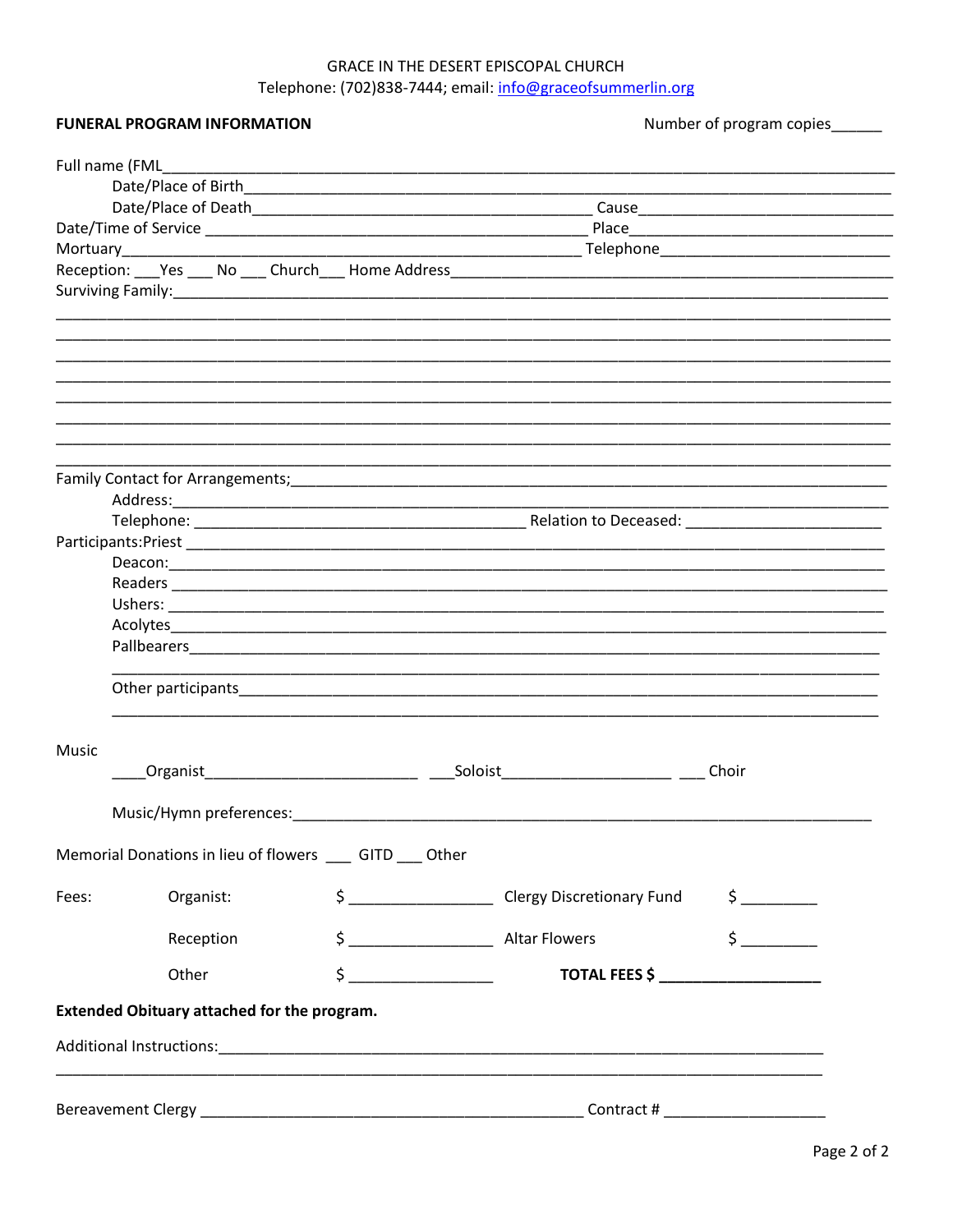GRACE IN THE DESERT EPISCOPAL CHURCH

Telephone: (702)838-7444; email: info@graceofsummerlin.org

**FUNERAL PROGRAM INFORMATION** Number of program copies______

Full name (FML________________________________________________________________________

Date/Place of Birth_____________________________________________________________________

Date/Place of Death______________________________________ Cause_____________________________

Date/Time of Service ______________________________________ Place_____________________________

Mortuary____________________________________________ Telephone__________________________

Reception: ___Yes ___ No ___ Church___ Home Address____________________________________________

Surviving Family:_________________________________________________________________________

______________________________________________________________________________________

______________________________________________________________________________________

______________________________________________________________________________________

______________________________________________________________________________________

______________________________________________________________________________________

______________________________________________________________________________________

______________________________________________________________________________________

______________________________________________________________________________________

Family Contact for Arrangements;__________________________________________________________

Address:______________________________________________________________________________

Telephone: ____________________________________ Relation to Deceased: ______________________

Participants:Priest _______________________________________________________________________

Deacon:_______________________________________________________________________________

Readers _______________________________________________________________________________

Ushers: _______________________________________________________________________________

Acolytes_______________________________________________________________________________

Pallbearers_____________________________________________________________________________

______________________________________________________________________________________

Other participants_______________________________________________________________________

______________________________________________________________________________________

Music

____Organist________________________ ___Soloist___________________ ___ Choir

Music/Hymn preferences:__________________________________________________________________

Memorial Donations in lieu of flowers ___ GITD ___ Other

| | | | | |
|---|---|---|---|---|
| Fees: | Organist: | $ ________________ | Clergy Discretionary Fund | $ _________ |
| | Reception | $ ________________ | Altar Flowers | $ _________ |
| | Other | $ ________________ | **TOTAL FEES $ ___________________** | |

**Extended Obituary attached for the program.**

Additional Instructions:___________________________________________________________________

______________________________________________________________________________________

Bereavement Clergy ____________________________________________ Contract # ___________________